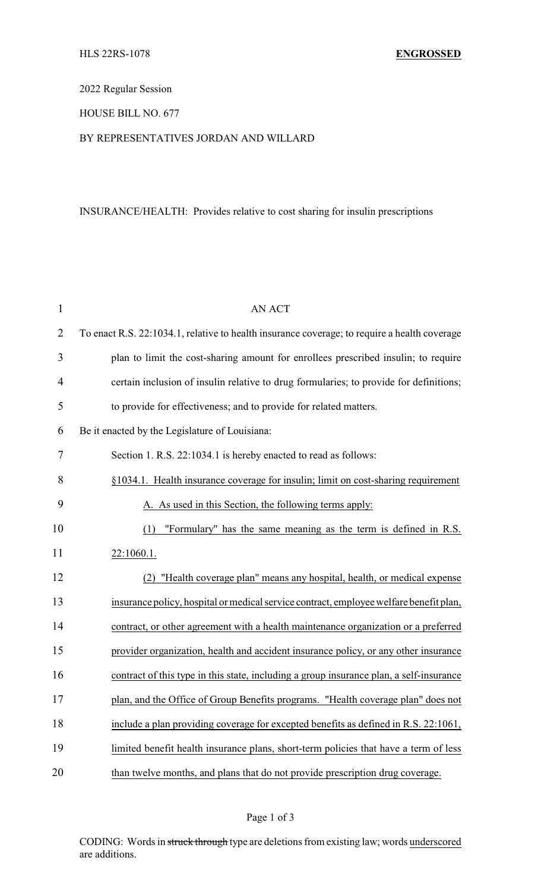HLS 22RS-1078 **ENGROSSED**

2022 Regular Session

HOUSE BILL NO. 677

BY REPRESENTATIVES JORDAN AND WILLARD

INSURANCE/HEALTH: Provides relative to cost sharing for insulin prescriptions

AN ACT

To enact R.S. 22:1034.1, relative to health insurance coverage; to require a health coverage plan to limit the cost-sharing amount for enrollees prescribed insulin; to require certain inclusion of insulin relative to drug formularies; to provide for definitions; to provide for effectiveness; and to provide for related matters.

Be it enacted by the Legislature of Louisiana:

Section 1. R.S. 22:1034.1 is hereby enacted to read as follows:

§1034.1. Health insurance coverage for insulin; limit on cost-sharing requirement

A. As used in this Section, the following terms apply:

(1) "Formulary" has the same meaning as the term is defined in R.S. 22:1060.1.

(2) "Health coverage plan" means any hospital, health, or medical expense insurance policy, hospital or medical service contract, employee welfare benefit plan, contract, or other agreement with a health maintenance organization or a preferred provider organization, health and accident insurance policy, or any other insurance contract of this type in this state, including a group insurance plan, a self-insurance plan, and the Office of Group Benefits programs. "Health coverage plan" does not include a plan providing coverage for excepted benefits as defined in R.S. 22:1061, limited benefit health insurance plans, short-term policies that have a term of less than twelve months, and plans that do not provide prescription drug coverage.

CODING: Words in ~~struck through~~ type are deletions from existing law; words underscored are additions.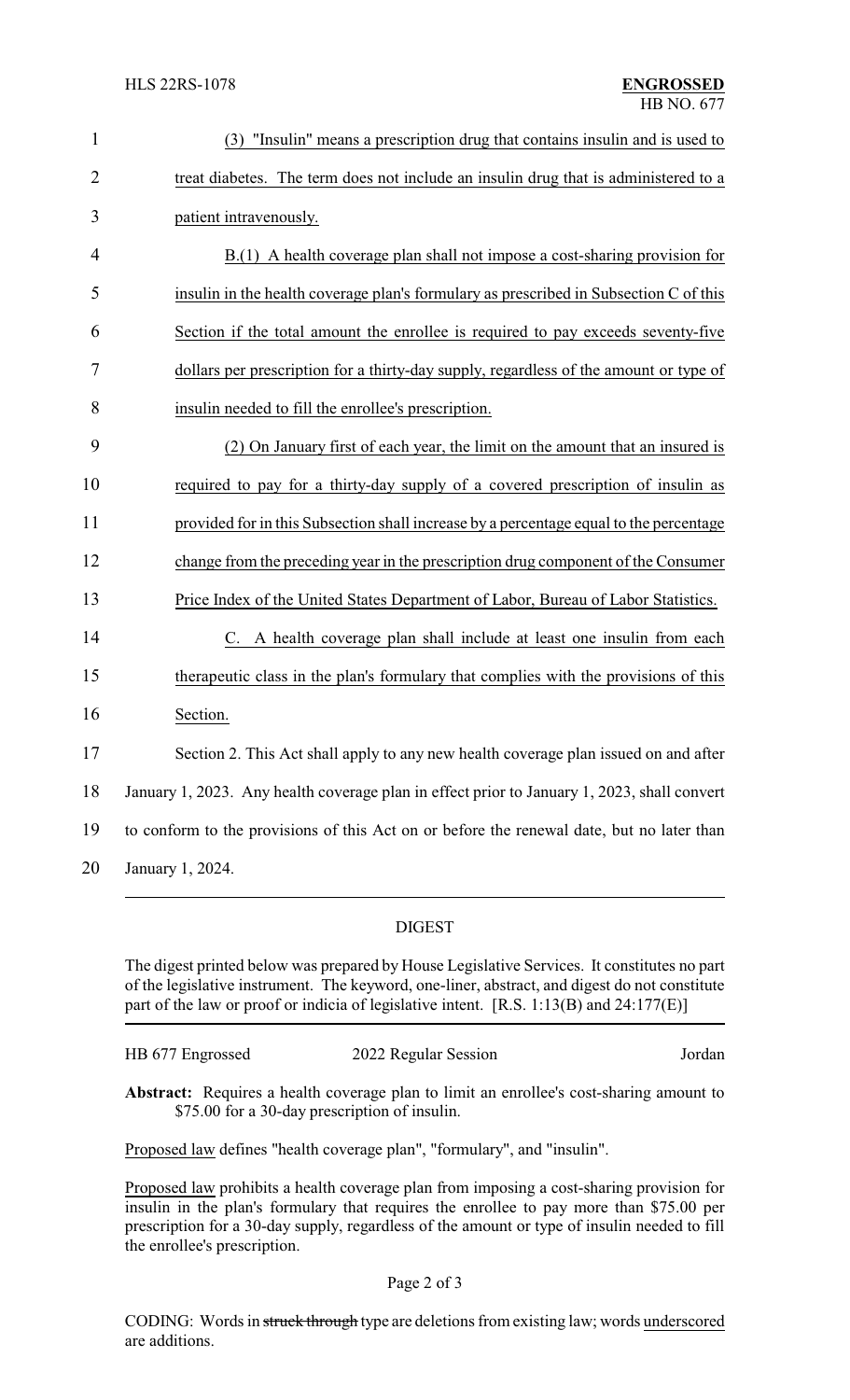(3) "Insulin" means a prescription drug that contains insulin and is used to treat diabetes. The term does not include an insulin drug that is administered to a patient intravenously.

B.(1) A health coverage plan shall not impose a cost-sharing provision for insulin in the health coverage plan's formulary as prescribed in Subsection C of this Section if the total amount the enrollee is required to pay exceeds seventy-five dollars per prescription for a thirty-day supply, regardless of the amount or type of insulin needed to fill the enrollee's prescription.

(2) On January first of each year, the limit on the amount that an insured is required to pay for a thirty-day supply of a covered prescription of insulin as provided for in this Subsection shall increase by a percentage equal to the percentage change from the preceding year in the prescription drug component of the Consumer Price Index of the United States Department of Labor, Bureau of Labor Statistics.

C. A health coverage plan shall include at least one insulin from each therapeutic class in the plan's formulary that complies with the provisions of this Section.

Section 2. This Act shall apply to any new health coverage plan issued on and after January 1, 2023. Any health coverage plan in effect prior to January 1, 2023, shall convert to conform to the provisions of this Act on or before the renewal date, but no later than January 1, 2024.

## DIGEST

The digest printed below was prepared by House Legislative Services. It constitutes no part of the legislative instrument. The keyword, one-liner, abstract, and digest do not constitute part of the law or proof or indicia of legislative intent. [R.S. 1:13(B) and 24:177(E)]

HB 677 Engrossed | 2022 Regular Session | Jordan

**Abstract:** Requires a health coverage plan to limit an enrollee's cost-sharing amount to $75.00 for a 30-day prescription of insulin.

Proposed law defines "health coverage plan", "formulary", and "insulin".

Proposed law prohibits a health coverage plan from imposing a cost-sharing provision for insulin in the plan's formulary that requires the enrollee to pay more than $75.00 per prescription for a 30-day supply, regardless of the amount or type of insulin needed to fill the enrollee's prescription.

CODING: Words in struck through type are deletions from existing law; words underscored are additions.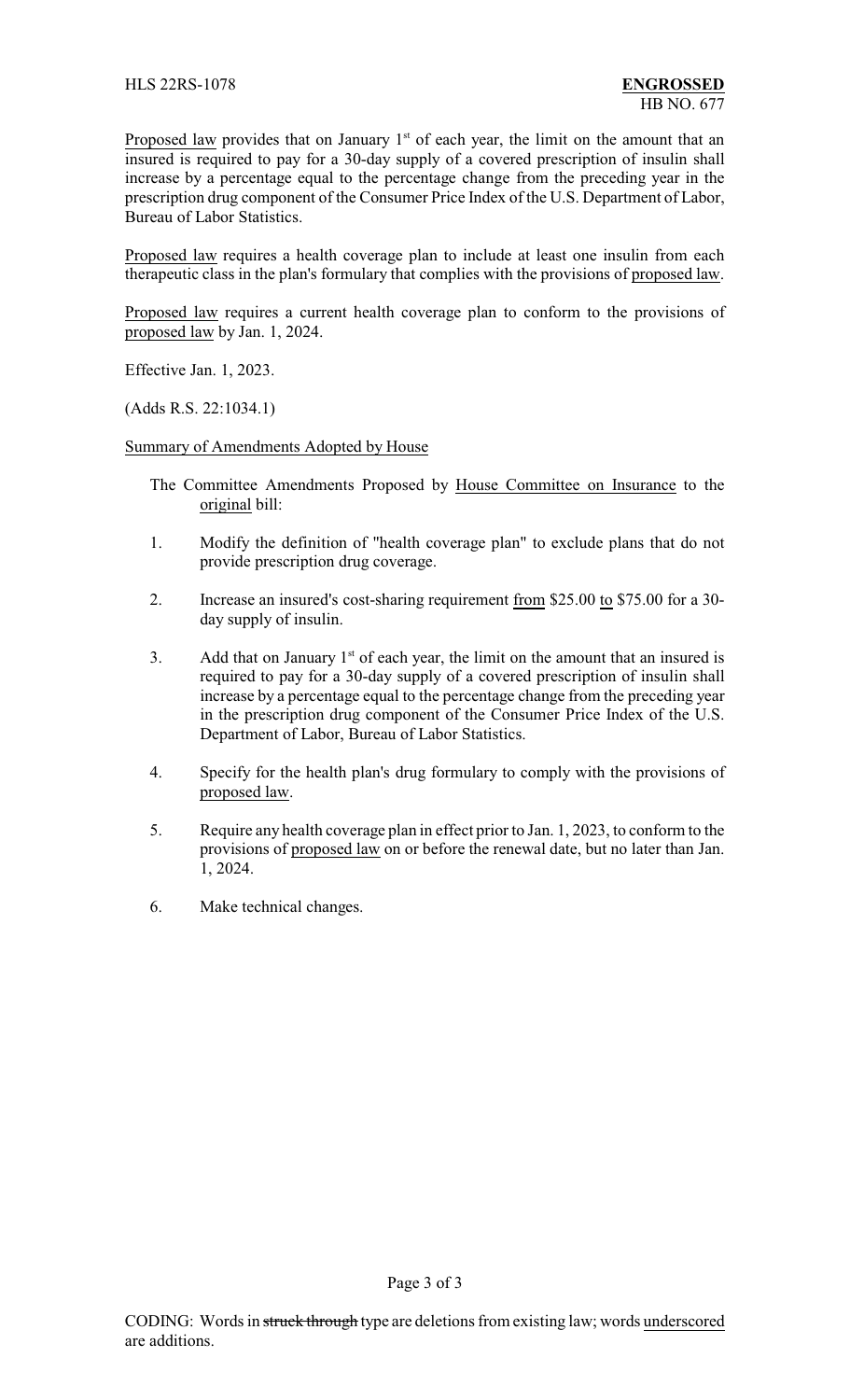Proposed law provides that on January 1st of each year, the limit on the amount that an insured is required to pay for a 30-day supply of a covered prescription of insulin shall increase by a percentage equal to the percentage change from the preceding year in the prescription drug component of the Consumer Price Index of the U.S. Department of Labor, Bureau of Labor Statistics.

Proposed law requires a health coverage plan to include at least one insulin from each therapeutic class in the plan's formulary that complies with the provisions of proposed law.

Proposed law requires a current health coverage plan to conform to the provisions of proposed law by Jan. 1, 2024.

Effective Jan. 1, 2023.

(Adds R.S. 22:1034.1)

Summary of Amendments Adopted by House

The Committee Amendments Proposed by House Committee on Insurance to the original bill:

1. Modify the definition of "health coverage plan" to exclude plans that do not provide prescription drug coverage.

2. Increase an insured's cost-sharing requirement from $25.00 to $75.00 for a 30-day supply of insulin.

3. Add that on January 1st of each year, the limit on the amount that an insured is required to pay for a 30-day supply of a covered prescription of insulin shall increase by a percentage equal to the percentage change from the preceding year in the prescription drug component of the Consumer Price Index of the U.S. Department of Labor, Bureau of Labor Statistics.

4. Specify for the health plan's drug formulary to comply with the provisions of proposed law.

5. Require any health coverage plan in effect prior to Jan. 1, 2023, to conform to the provisions of proposed law on or before the renewal date, but no later than Jan. 1, 2024.

6. Make technical changes.

CODING: Words in struck through type are deletions from existing law; words underscored are additions.